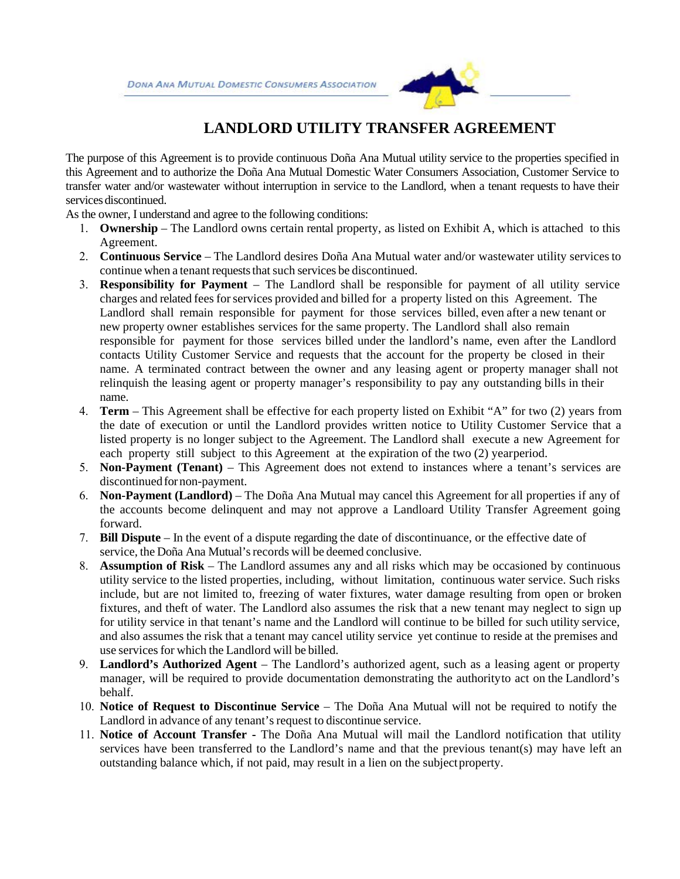DONA ANA MUTUAL DOMESTIC CONSUMERS ASSOCIATION

# LANDLORD UTILITY TRANSFER AGREEMENT

The purpose of this Agreement is to provide continuous Doña Ana Mutual utility service to the properties specified in this Agreement and to authorize the Doña Ana Mutual Domestic Water Consumers Association, Customer Service to transfer water and/or wastewater without interruption in service to the Landlord, when a tenant requests to have their services discontinued.

As the owner, I understand and agree to the following conditions:

1. **Ownership** – The Landlord owns certain rental property, as listed on Exhibit A, which is attached to this Agreement.
2. **Continuous Service** – The Landlord desires Doña Ana Mutual water and/or wastewater utility services to continue when a tenant requests that such services be discontinued.
3. **Responsibility for Payment** – The Landlord shall be responsible for payment of all utility service charges and related fees for services provided and billed for a property listed on this Agreement. The Landlord shall remain responsible for payment for those services billed, even after a new tenant or new property owner establishes services for the same property. The Landlord shall also remain responsible for payment for those services billed under the landlord's name, even after the Landlord contacts Utility Customer Service and requests that the account for the property be closed in their name. A terminated contract between the owner and any leasing agent or property manager shall not relinquish the leasing agent or property manager's responsibility to pay any outstanding bills in their name.
4. **Term** – This Agreement shall be effective for each property listed on Exhibit "A" for two (2) years from the date of execution or until the Landlord provides written notice to Utility Customer Service that a listed property is no longer subject to the Agreement. The Landlord shall execute a new Agreement for each property still subject to this Agreement at the expiration of the two (2) yearperiod.
5. **Non-Payment (Tenant)** – This Agreement does not extend to instances where a tenant's services are discontinued for non-payment.
6. **Non-Payment (Landlord)** – The Doña Ana Mutual may cancel this Agreement for all properties if any of the accounts become delinquent and may not approve a Landloard Utility Transfer Agreement going forward.
7. **Bill Dispute** – In the event of a dispute regarding the date of discontinuance, or the effective date of service, the Doña Ana Mutual's records will be deemed conclusive.
8. **Assumption of Risk** – The Landlord assumes any and all risks which may be occasioned by continuous utility service to the listed properties, including, without limitation, continuous water service. Such risks include, but are not limited to, freezing of water fixtures, water damage resulting from open or broken fixtures, and theft of water. The Landlord also assumes the risk that a new tenant may neglect to sign up for utility service in that tenant's name and the Landlord will continue to be billed for such utility service, and also assumes the risk that a tenant may cancel utility service yet continue to reside at the premises and use services for which the Landlord will be billed.
9. **Landlord's Authorized Agent** – The Landlord's authorized agent, such as a leasing agent or property manager, will be required to provide documentation demonstrating the authorityto act on the Landlord's behalf.
10. **Notice of Request to Discontinue Service** – The Doña Ana Mutual will not be required to notify the Landlord in advance of any tenant's request to discontinue service.
11. **Notice of Account Transfer** - The Doña Ana Mutual will mail the Landlord notification that utility services have been transferred to the Landlord's name and that the previous tenant(s) may have left an outstanding balance which, if not paid, may result in a lien on the subjectproperty.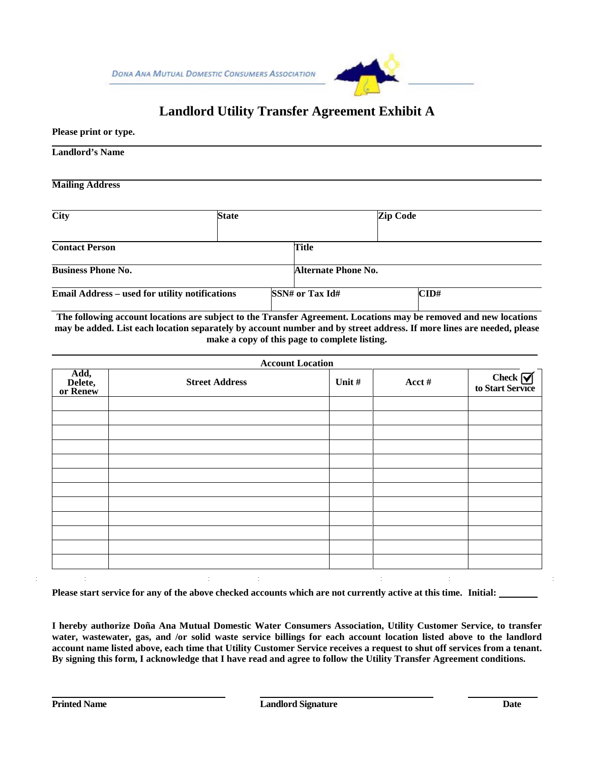DONA ANA MUTUAL DOMESTIC CONSUMERS ASSOCIATION

# Landlord Utility Transfer Agreement Exhibit A

**Please print or type.**

**Landlord's Name**

**Mailing Address**

| **City** | **State** | **Zip Code** |
|---|---|---|
| | | |

| **Contact Person** | **Title** |
|---|---|
| | |
| **Business Phone No.** | **Alternate Phone No.** |
| | |

| **Email Address – used for utility notifications** | **SSN# or Tax Id#** | **CID#** |
|---|---|---|
| | | |

**The following account locations are subject to the Transfer Agreement. Locations may be removed and new locations may be added. List each location separately by account number and by street address. If more lines are needed, please make a copy of this page to complete listing.**

| Account Location | | | | |
|---|---|---|---|---|
| **Add, Delete, or Renew** | **Street Address** | **Unit #** | **Acct #** | **Check ☑ to Start Service** |
| | | | | |
| | | | | |
| | | | | |
| | | | | |
| | | | | |
| | | | | |
| | | | | |
| | | | | |
| | | | | |
| | | | | |
| | | | | |
| | | | | |

**Please start service for any of the above checked accounts which are not currently active at this time. Initial: ________**

**I hereby authorize Doña Ana Mutual Domestic Water Consumers Association, Utility Customer Service, to transfer water, wastewater, gas, and /or solid waste service billings for each account location listed above to the landlord account name listed above, each time that Utility Customer Service receives a request to shut off services from a tenant. By signing this form, I acknowledge that I have read and agree to follow the Utility Transfer Agreement conditions.**

| ______________________ | ______________________ | __________ |
|---|---|---|
| **Printed Name** | **Landlord Signature** | **Date** |